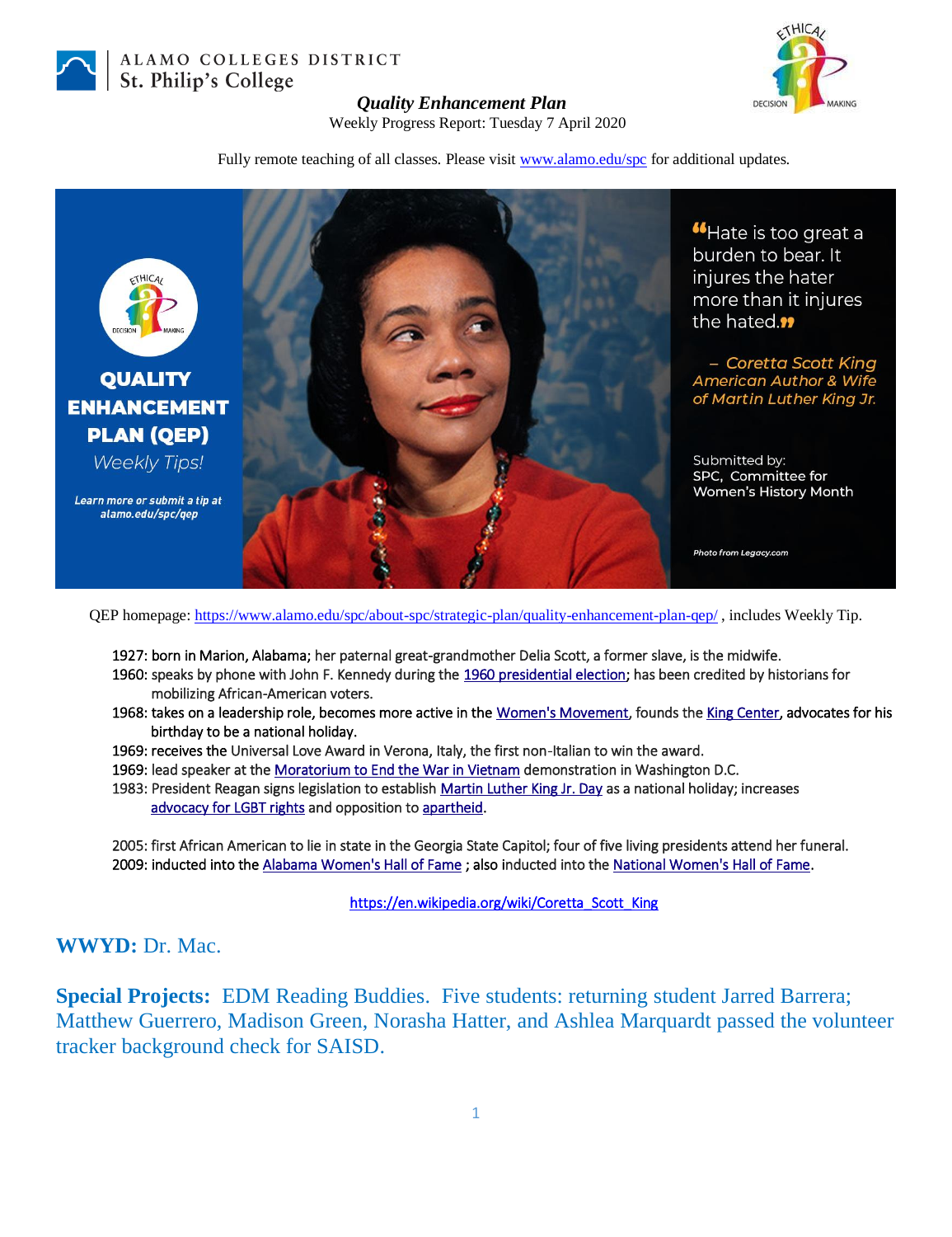ALAMO COLLEGES DISTRICT
St. Philip's College

***Quality Enhancement Plan***

Weekly Progress Report: Tuesday 7 April 2020

Fully remote teaching of all classes. Please visit www.alamo.edu/spc for additional updates.

**QUALITY ENHANCEMENT PLAN (QEP)**
*Weekly Tips!*

*Learn more or submit a tip at alamo.edu/spc/qep*

"Hate is too great a burden to bear. It injures the hater more than it injures the hated."

*– Coretta Scott King*
*American Author & Wife of Martin Luther King Jr.*

Submitted by:
SPC, Committee for Women's History Month

*Photo from Legacy.com*

QEP homepage: https://www.alamo.edu/spc/about-spc/strategic-plan/quality-enhancement-plan-qep/ , includes Weekly Tip.

1927: born in Marion, Alabama; her paternal great-grandmother Delia Scott, a former slave, is the midwife.
1960: speaks by phone with John F. Kennedy during the 1960 presidential election; has been credited by historians for mobilizing African-American voters.
1968: takes on a leadership role, becomes more active in the Women's Movement, founds the King Center, advocates for his birthday to be a national holiday.
1969: receives the Universal Love Award in Verona, Italy, the first non-Italian to win the award.
1969: lead speaker at the Moratorium to End the War in Vietnam demonstration in Washington D.C.
1983: President Reagan signs legislation to establish Martin Luther King Jr. Day as a national holiday; increases advocacy for LGBT rights and opposition to apartheid.

2005: first African American to lie in state in the Georgia State Capitol; four of five living presidents attend her funeral.
2009: inducted into the Alabama Women's Hall of Fame ; also inducted into the National Women's Hall of Fame.

https://en.wikipedia.org/wiki/Coretta_Scott_King

**WWYD:** Dr. Mac.

**Special Projects:** EDM Reading Buddies. Five students: returning student Jarred Barrera; Matthew Guerrero, Madison Green, Norasha Hatter, and Ashlea Marquardt passed the volunteer tracker background check for SAISD.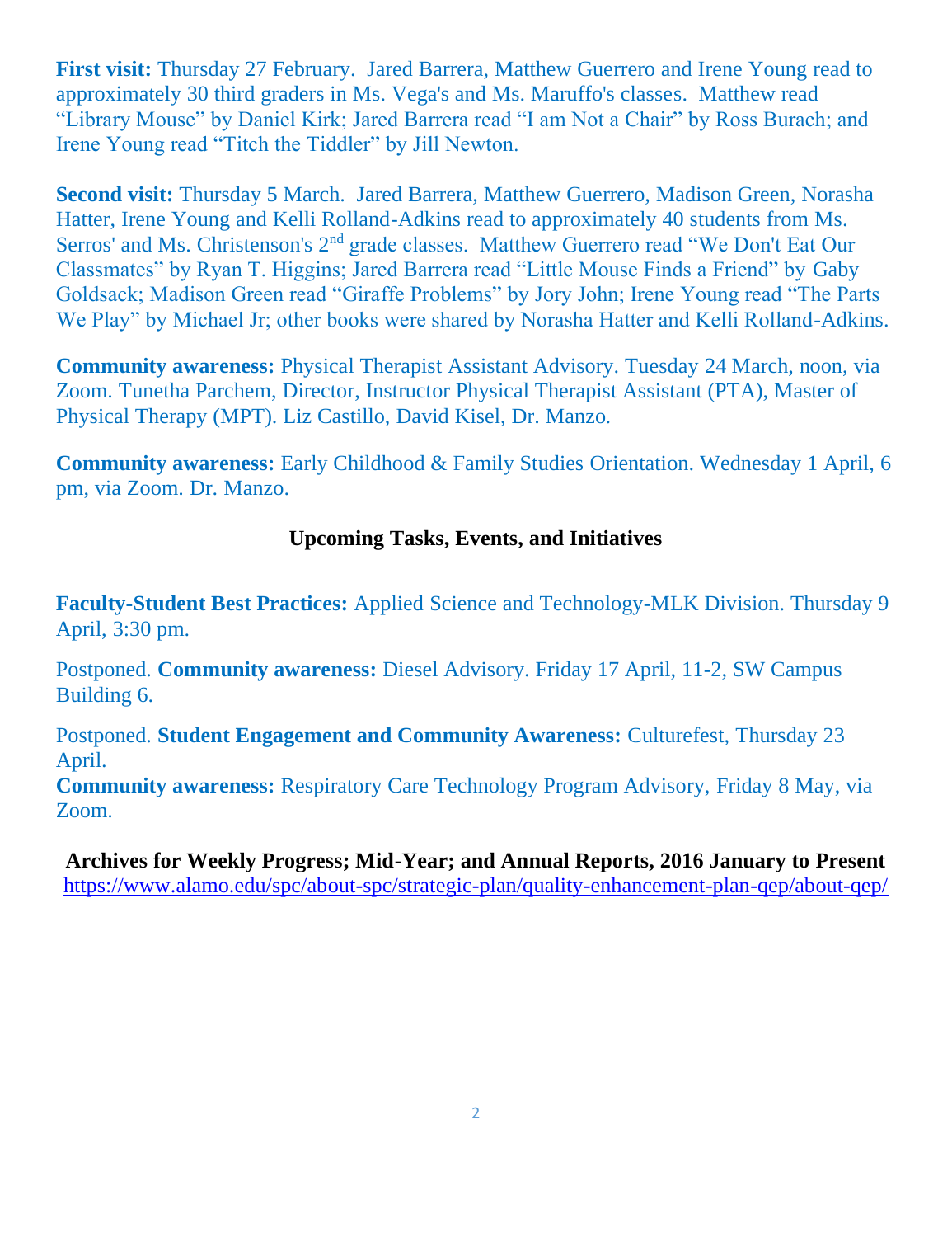**First visit:** Thursday 27 February. Jared Barrera, Matthew Guerrero and Irene Young read to approximately 30 third graders in Ms. Vega's and Ms. Maruffo's classes. Matthew read "Library Mouse" by Daniel Kirk; Jared Barrera read "I am Not a Chair" by Ross Burach; and Irene Young read "Titch the Tiddler" by Jill Newton.

**Second visit:** Thursday 5 March. Jared Barrera, Matthew Guerrero, Madison Green, Norasha Hatter, Irene Young and Kelli Rolland-Adkins read to approximately 40 students from Ms. Serros' and Ms. Christenson's 2nd grade classes. Matthew Guerrero read "We Don't Eat Our Classmates" by Ryan T. Higgins; Jared Barrera read "Little Mouse Finds a Friend" by Gaby Goldsack; Madison Green read "Giraffe Problems" by Jory John; Irene Young read "The Parts We Play" by Michael Jr; other books were shared by Norasha Hatter and Kelli Rolland-Adkins.

**Community awareness:** Physical Therapist Assistant Advisory. Tuesday 24 March, noon, via Zoom. Tunetha Parchem, Director, Instructor Physical Therapist Assistant (PTA), Master of Physical Therapy (MPT). Liz Castillo, David Kisel, Dr. Manzo.

**Community awareness:** Early Childhood & Family Studies Orientation. Wednesday 1 April, 6 pm, via Zoom. Dr. Manzo.

## Upcoming Tasks, Events, and Initiatives

**Faculty-Student Best Practices:** Applied Science and Technology-MLK Division. Thursday 9 April, 3:30 pm.

Postponed. **Community awareness:** Diesel Advisory. Friday 17 April, 11-2, SW Campus Building 6.

Postponed. **Student Engagement and Community Awareness:** Culturefest, Thursday 23 April.

**Community awareness:** Respiratory Care Technology Program Advisory, Friday 8 May, via Zoom.

**Archives for Weekly Progress; Mid-Year; and Annual Reports, 2016 January to Present**
https://www.alamo.edu/spc/about-spc/strategic-plan/quality-enhancement-plan-qep/about-qep/